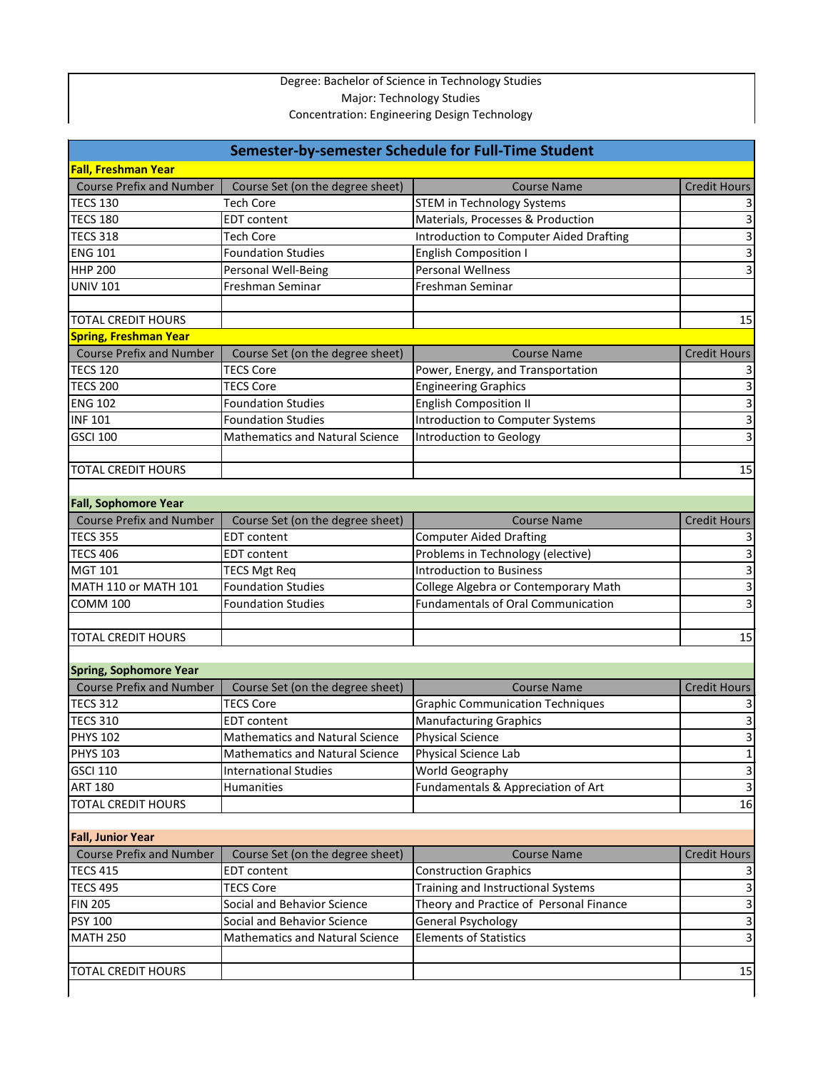Degree: Bachelor of Science in Technology Studies
Major: Technology Studies
Concentration: Engineering Design Technology

## Semester-by-semester Schedule for Full-Time Student

**Fall, Freshman Year**

| Course Prefix and Number | Course Set (on the degree sheet) | Course Name | Credit Hours |
|---|---|---|---|
| TECS 130 | Tech Core | STEM in Technology Systems | 3 |
| TECS 180 | EDT content | Materials, Processes & Production | 3 |
| TECS 318 | Tech Core | Introduction to Computer Aided Drafting | 3 |
| ENG 101 | Foundation Studies | English Composition I | 3 |
| HHP 200 | Personal Well-Being | Personal Wellness | 3 |
| UNIV 101 | Freshman Seminar | Freshman Seminar | |
| | | | |
| TOTAL CREDIT HOURS | | | 15 |

**Spring, Freshman Year**

| Course Prefix and Number | Course Set (on the degree sheet) | Course Name | Credit Hours |
|---|---|---|---|
| TECS 120 | TECS Core | Power, Energy, and Transportation | 3 |
| TECS 200 | TECS Core | Engineering Graphics | 3 |
| ENG 102 | Foundation Studies | English Composition II | 3 |
| INF 101 | Foundation Studies | Introduction to Computer Systems | 3 |
| GSCI 100 | Mathematics and Natural Science | Introduction to Geology | 3 |
| | | | |
| TOTAL CREDIT HOURS | | | 15 |

**Fall, Sophomore Year**

| Course Prefix and Number | Course Set (on the degree sheet) | Course Name | Credit Hours |
|---|---|---|---|
| TECS 355 | EDT content | Computer Aided Drafting | 3 |
| TECS 406 | EDT content | Problems in Technology (elective) | 3 |
| MGT 101 | TECS Mgt Req | Introduction to Business | 3 |
| MATH 110 or MATH 101 | Foundation Studies | College Algebra or Contemporary Math | 3 |
| COMM 100 | Foundation Studies | Fundamentals of Oral Communication | 3 |
| | | | |
| TOTAL CREDIT HOURS | | | 15 |

**Spring, Sophomore Year**

| Course Prefix and Number | Course Set (on the degree sheet) | Course Name | Credit Hours |
|---|---|---|---|
| TECS 312 | TECS Core | Graphic Communication Techniques | 3 |
| TECS 310 | EDT content | Manufacturing Graphics | 3 |
| PHYS 102 | Mathematics and Natural Science | Physical Science | 3 |
| PHYS 103 | Mathematics and Natural Science | Physical Science Lab | 1 |
| GSCI 110 | International Studies | World Geography | 3 |
| ART 180 | Humanities | Fundamentals & Appreciation of Art | 3 |
| TOTAL CREDIT HOURS | | | 16 |

**Fall, Junior Year**

| Course Prefix and Number | Course Set (on the degree sheet) | Course Name | Credit Hours |
|---|---|---|---|
| TECS 415 | EDT content | Construction Graphics | 3 |
| TECS 495 | TECS Core | Training and Instructional Systems | 3 |
| FIN 205 | Social and Behavior Science | Theory and Practice of Personal Finance | 3 |
| PSY 100 | Social and Behavior Science | General Psychology | 3 |
| MATH 250 | Mathematics and Natural Science | Elements of Statistics | 3 |
| | | | |
| TOTAL CREDIT HOURS | | | 15 |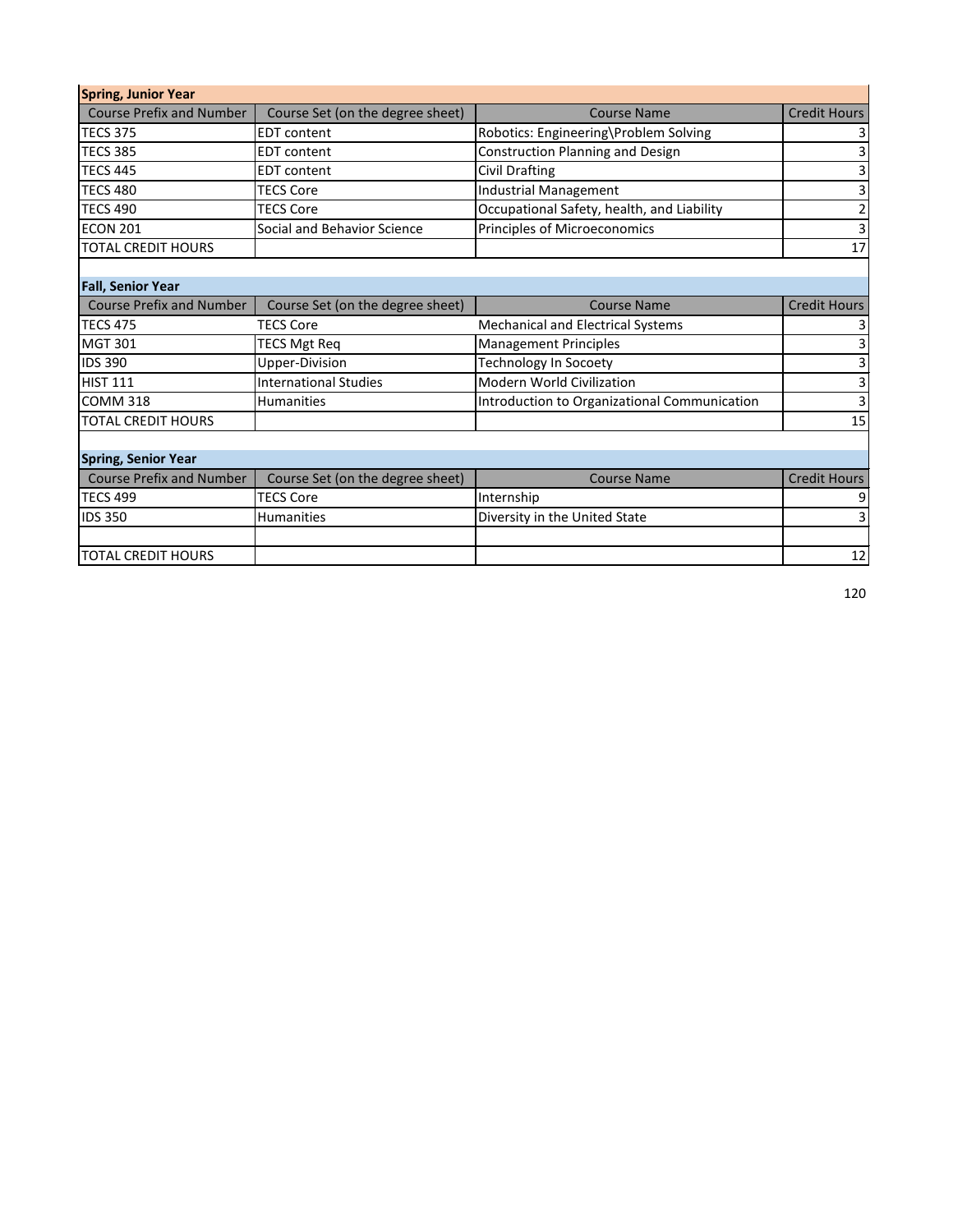**Spring, Junior Year**

| Course Prefix and Number | Course Set (on the degree sheet) | Course Name | Credit Hours |
|---|---|---|---|
| TECS 375 | EDT content | Robotics: Engineering\Problem Solving | 3 |
| TECS 385 | EDT content | Construction Planning and Design | 3 |
| TECS 445 | EDT content | Civil Drafting | 3 |
| TECS 480 | TECS Core | Industrial Management | 3 |
| TECS 490 | TECS Core | Occupational Safety, health, and Liability | 2 |
| ECON 201 | Social and Behavior Science | Principles of Microeconomics | 3 |
| TOTAL CREDIT HOURS | | | 17 |

**Fall, Senior Year**

| Course Prefix and Number | Course Set (on the degree sheet) | Course Name | Credit Hours |
|---|---|---|---|
| TECS 475 | TECS Core | Mechanical and Electrical Systems | 3 |
| MGT 301 | TECS Mgt Req | Management Principles | 3 |
| IDS 390 | Upper-Division | Technology In Socoety | 3 |
| HIST 111 | International Studies | Modern World Civilization | 3 |
| COMM 318 | Humanities | Introduction to Organizational Communication | 3 |
| TOTAL CREDIT HOURS | | | 15 |

**Spring, Senior Year**

| Course Prefix and Number | Course Set (on the degree sheet) | Course Name | Credit Hours |
|---|---|---|---|
| TECS 499 | TECS Core | Internship | 9 |
| IDS 350 | Humanities | Diversity in the United State | 3 |
| | | | |
| TOTAL CREDIT HOURS | | | 12 |

120